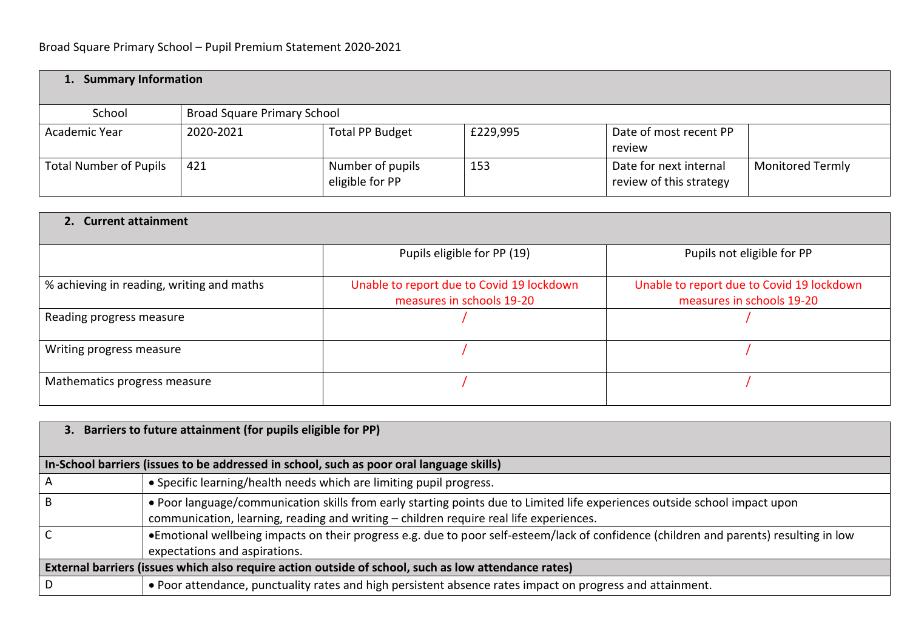Broad Square Primary School – Pupil Premium Statement 2020-2021

| **1. Summary Information** | | | | | |
|---|---|---|---|---|---|
| School | Broad Square Primary School | | | | |
| Academic Year | 2020-2021 | Total PP Budget | £229,995 | Date of most recent PP review | |
| Total Number of Pupils | 421 | Number of pupils eligible for PP | 153 | Date for next internal review of this strategy | Monitored Termly |

| **2. Current attainment** | | |
|---|---|---|
| | Pupils eligible for PP (19) | Pupils not eligible for PP |
| % achieving in reading, writing and maths | Unable to report due to Covid 19 lockdown measures in schools 19-20 | Unable to report due to Covid 19 lockdown measures in schools 19-20 |
| Reading progress measure | / | / |
| Writing progress measure | / | / |
| Mathematics progress measure | / | / |

| **3. Barriers to future attainment (for pupils eligible for PP)** | |
|---|---|
| **In-School barriers (issues to be addressed in school, such as poor oral language skills)** | |
| A | • Specific learning/health needs which are limiting pupil progress. |
| B | • Poor language/communication skills from early starting points due to Limited life experiences outside school impact upon communication, learning, reading and writing – children require real life experiences. |
| C | • Emotional wellbeing impacts on their progress e.g. due to poor self-esteem/lack of confidence (children and parents) resulting in low expectations and aspirations. |
| **External barriers (issues which also require action outside of school, such as low attendance rates)** | |
| D | • Poor attendance, punctuality rates and high persistent absence rates impact on progress and attainment. |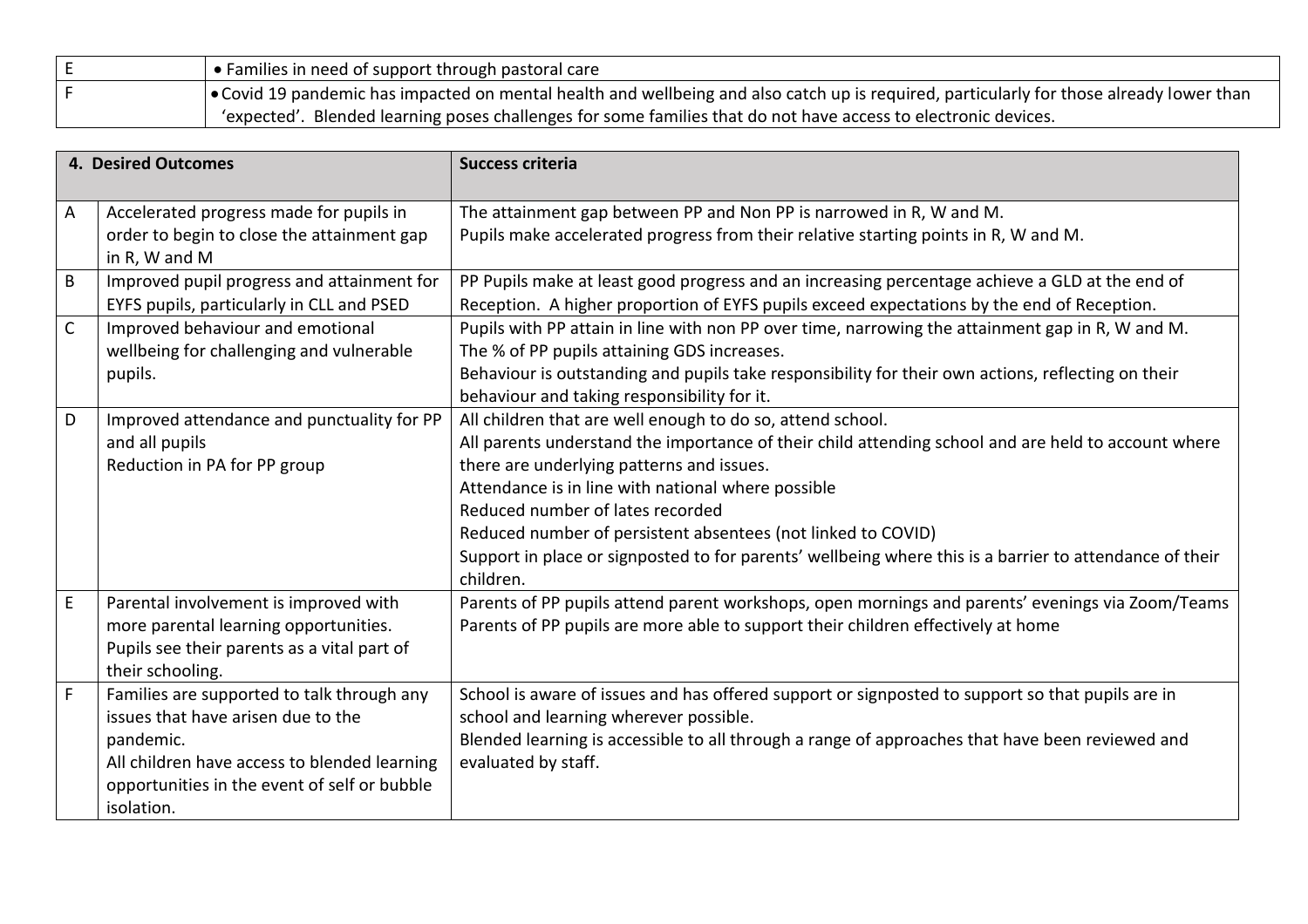| | |
|---|---|
| E | • Families in need of support through pastoral care |
| F | • Covid 19 pandemic has impacted on mental health and wellbeing and also catch up is required, particularly for those already lower than 'expected'. Blended learning poses challenges for some families that do not have access to electronic devices. |

| **4. Desired Outcomes** | | **Success criteria** |
|---|---|---|
| A | Accelerated progress made for pupils in order to begin to close the attainment gap in R, W and M | The attainment gap between PP and Non PP is narrowed in R, W and M.<br>Pupils make accelerated progress from their relative starting points in R, W and M. |
| B | Improved pupil progress and attainment for EYFS pupils, particularly in CLL and PSED | PP Pupils make at least good progress and an increasing percentage achieve a GLD at the end of Reception. A higher proportion of EYFS pupils exceed expectations by the end of Reception. |
| C | Improved behaviour and emotional wellbeing for challenging and vulnerable pupils. | Pupils with PP attain in line with non PP over time, narrowing the attainment gap in R, W and M.<br>The % of PP pupils attaining GDS increases.<br>Behaviour is outstanding and pupils take responsibility for their own actions, reflecting on their behaviour and taking responsibility for it. |
| D | Improved attendance and punctuality for PP and all pupils<br>Reduction in PA for PP group | All children that are well enough to do so, attend school.<br>All parents understand the importance of their child attending school and are held to account where there are underlying patterns and issues.<br>Attendance is in line with national where possible<br>Reduced number of lates recorded<br>Reduced number of persistent absentees (not linked to COVID)<br>Support in place or signposted to for parents' wellbeing where this is a barrier to attendance of their children. |
| E | Parental involvement is improved with more parental learning opportunities.<br>Pupils see their parents as a vital part of their schooling. | Parents of PP pupils attend parent workshops, open mornings and parents' evenings via Zoom/Teams<br>Parents of PP pupils are more able to support their children effectively at home |
| F | Families are supported to talk through any issues that have arisen due to the pandemic.<br>All children have access to blended learning opportunities in the event of self or bubble isolation. | School is aware of issues and has offered support or signposted to support so that pupils are in school and learning wherever possible.<br>Blended learning is accessible to all through a range of approaches that have been reviewed and evaluated by staff. |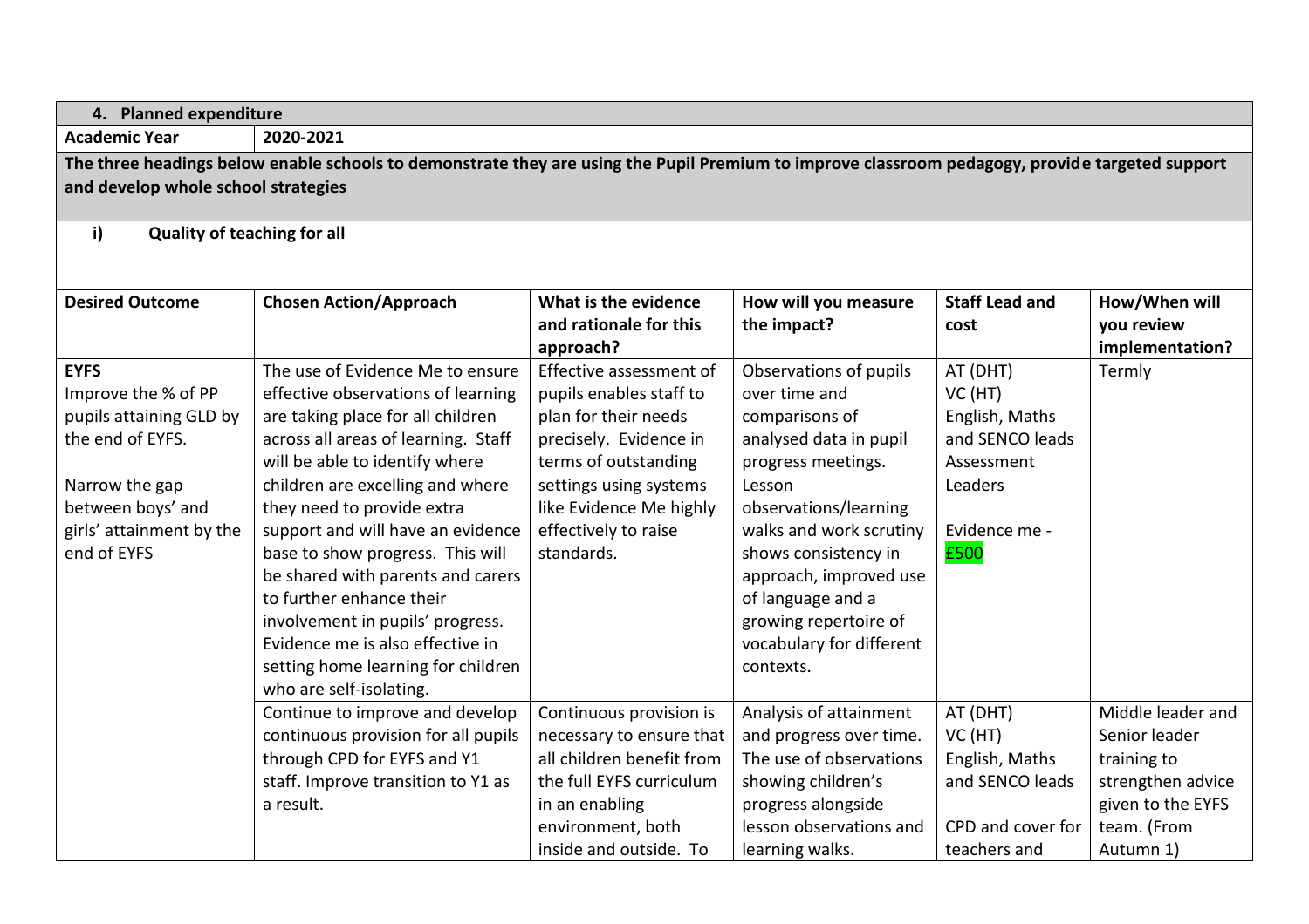| **4. Planned expenditure** | | | | | |
|---|---|---|---|---|---|
| **Academic Year** | **2020-2021** | | | | |
| **The three headings below enable schools to demonstrate they are using the Pupil Premium to improve classroom pedagogy, provide targeted support and develop whole school strategies** | | | | | |
| **i) Quality of teaching for all** | | | | | |
| **Desired Outcome** | **Chosen Action/Approach** | **What is the evidence and rationale for this approach?** | **How will you measure the impact?** | **Staff Lead and cost** | **How/When will you review implementation?** |
| **EYFS**<br>Improve the % of PP pupils attaining GLD by the end of EYFS.<br><br>Narrow the gap between boys' and girls' attainment by the end of EYFS | The use of Evidence Me to ensure effective observations of learning are taking place for all children across all areas of learning. Staff will be able to identify where children are excelling and where they need to provide extra support and will have an evidence base to show progress. This will be shared with parents and carers to further enhance their involvement in pupils' progress. Evidence me is also effective in setting home learning for children who are self-isolating. | Effective assessment of pupils enables staff to plan for their needs precisely. Evidence in terms of outstanding settings using systems like Evidence Me highly effectively to raise standards. | Observations of pupils over time and comparisons of analysed data in pupil progress meetings. Lesson observations/learning walks and work scrutiny shows consistency in approach, improved use of language and a growing repertoire of vocabulary for different contexts. | AT (DHT)<br>VC (HT)<br>English, Maths and SENCO leads<br>Assessment Leaders<br><br>Evidence me - £500 | Termly |
| | Continue to improve and develop continuous provision for all pupils through CPD for EYFS and Y1 staff. Improve transition to Y1 as a result. | Continuous provision is necessary to ensure that all children benefit from the full EYFS curriculum in an enabling environment, both inside and outside. To | Analysis of attainment and progress over time. The use of observations showing children's progress alongside lesson observations and learning walks. | AT (DHT)<br>VC (HT)<br>English, Maths and SENCO leads<br><br>CPD and cover for teachers and | Middle leader and Senior leader training to strengthen advice given to the EYFS team. (From Autumn 1) |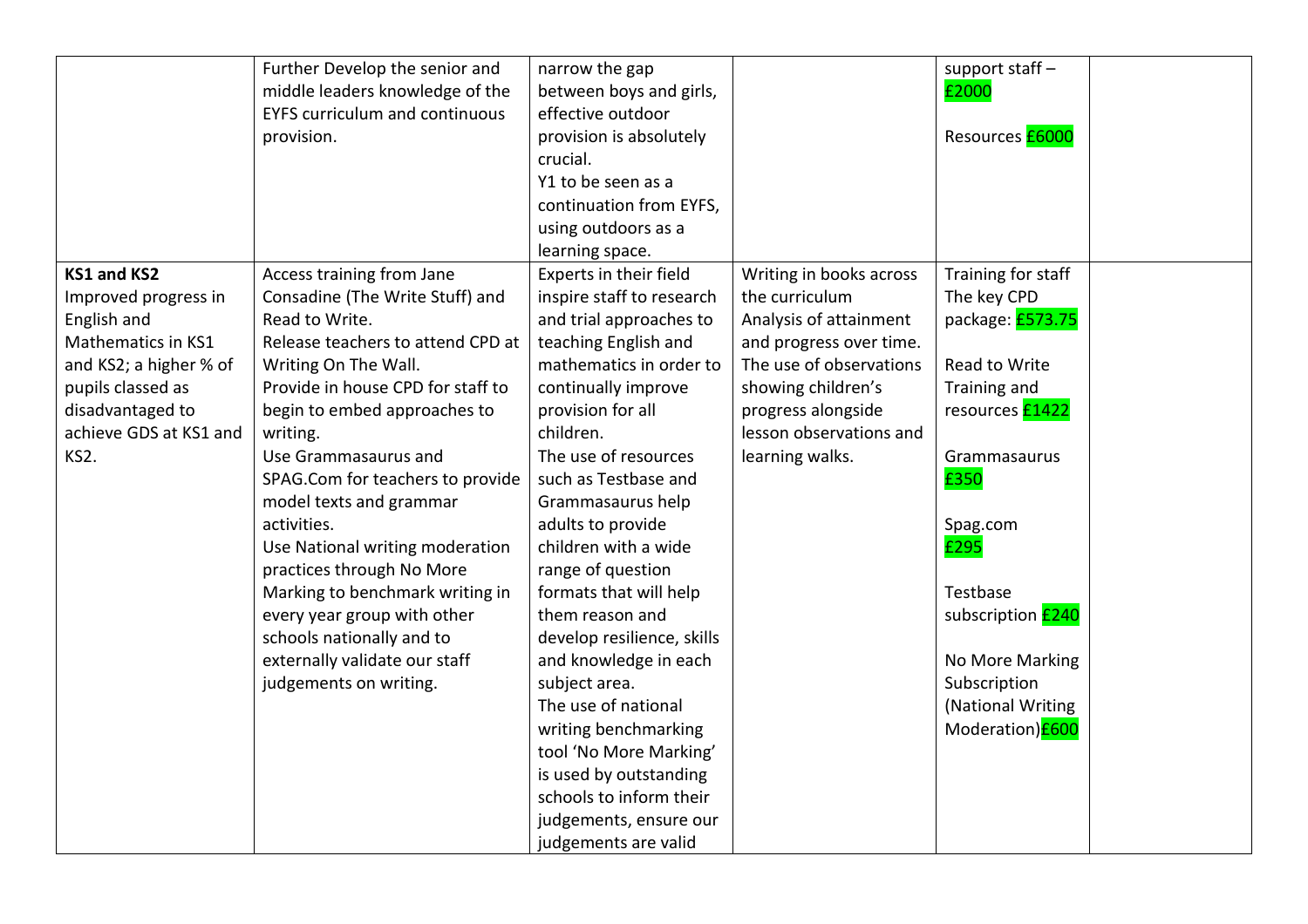| | | | | | |
|---|---|---|---|---|---|
| | Further Develop the senior and middle leaders knowledge of the EYFS curriculum and continuous provision. | narrow the gap between boys and girls, effective outdoor provision is absolutely crucial.<br>Y1 to be seen as a continuation from EYFS, using outdoors as a learning space. | | support staff – £2000<br><br>Resources £6000 | |
| **KS1 and KS2**<br>Improved progress in English and Mathematics in KS1 and KS2; a higher % of pupils classed as disadvantaged to achieve GDS at KS1 and KS2. | Access training from Jane Consadine (The Write Stuff) and Read to Write.<br>Release teachers to attend CPD at Writing On The Wall.<br>Provide in house CPD for staff to begin to embed approaches to writing.<br>Use Grammasaurus and SPAG.Com for teachers to provide model texts and grammar activities.<br>Use National writing moderation practices through No More Marking to benchmark writing in every year group with other schools nationally and to externally validate our staff judgements on writing. | Experts in their field inspire staff to research and trial approaches to teaching English and mathematics in order to continually improve provision for all children.<br>The use of resources such as Testbase and Grammasaurus help adults to provide children with a wide range of question formats that will help them reason and develop resilience, skills and knowledge in each subject area.<br>The use of national writing benchmarking tool 'No More Marking' is used by outstanding schools to inform their judgements, ensure our judgements are valid | Writing in books across the curriculum<br>Analysis of attainment and progress over time.<br>The use of observations showing children's progress alongside lesson observations and learning walks. | Training for staff<br>The key CPD package: £573.75<br><br>Read to Write Training and resources £1422<br><br>Grammasaurus £350<br><br>Spag.com £295<br><br>Testbase subscription £240<br><br>No More Marking Subscription (National Writing Moderation)£600 | |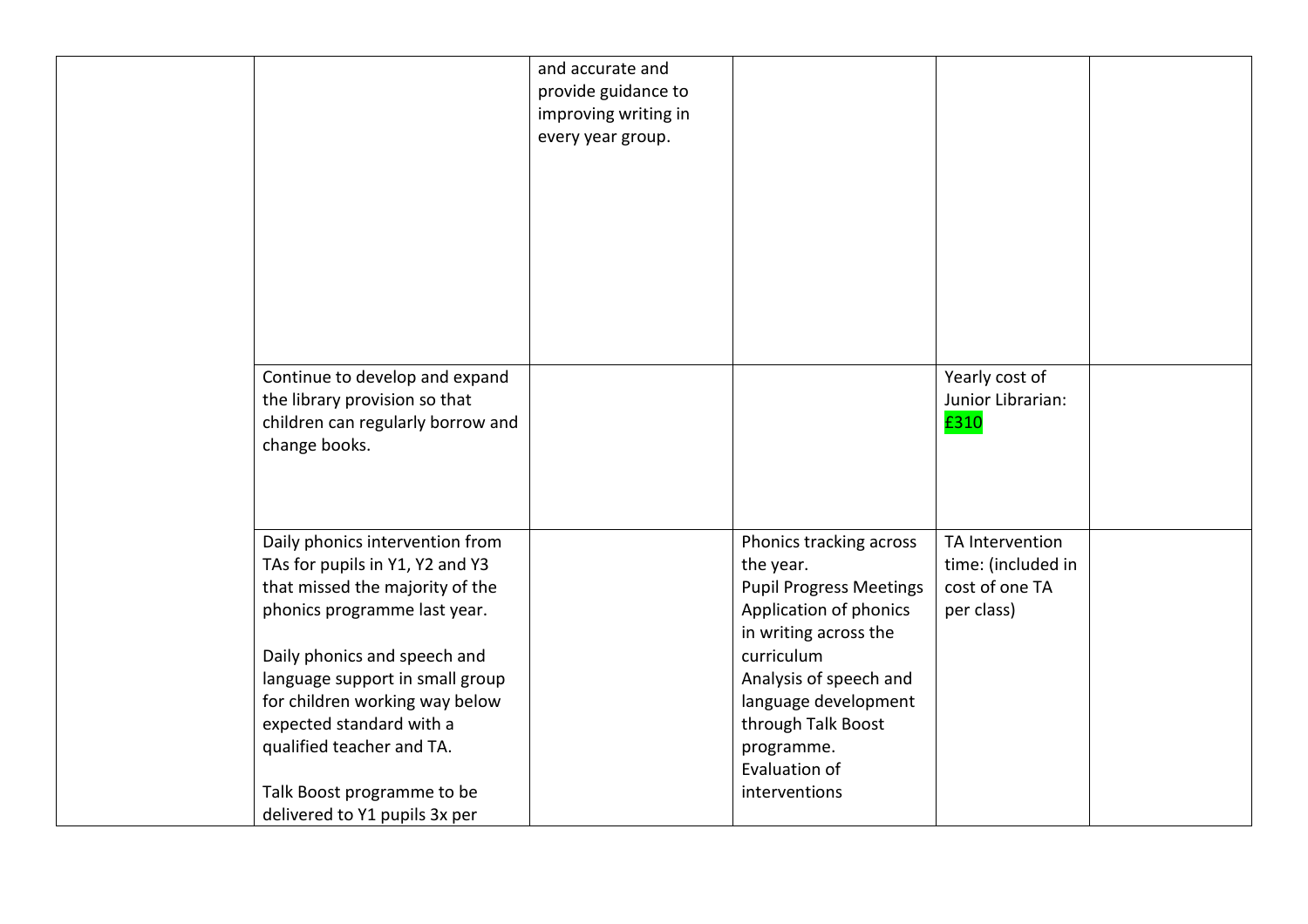| | | | | | |
|---|---|---|---|---|---|
| | | and accurate and provide guidance to improving writing in every year group. | | | |
| | Continue to develop and expand the library provision so that children can regularly borrow and change books. | | | Yearly cost of Junior Librarian: £310 | |
| | Daily phonics intervention from TAs for pupils in Y1, Y2 and Y3 that missed the majority of the phonics programme last year.<br><br>Daily phonics and speech and language support in small group for children working way below expected standard with a qualified teacher and TA.<br><br>Talk Boost programme to be delivered to Y1 pupils 3x per | | Phonics tracking across the year.<br>Pupil Progress Meetings<br>Application of phonics in writing across the curriculum<br>Analysis of speech and language development through Talk Boost programme.<br>Evaluation of interventions | TA Intervention time: (included in cost of one TA per class) | |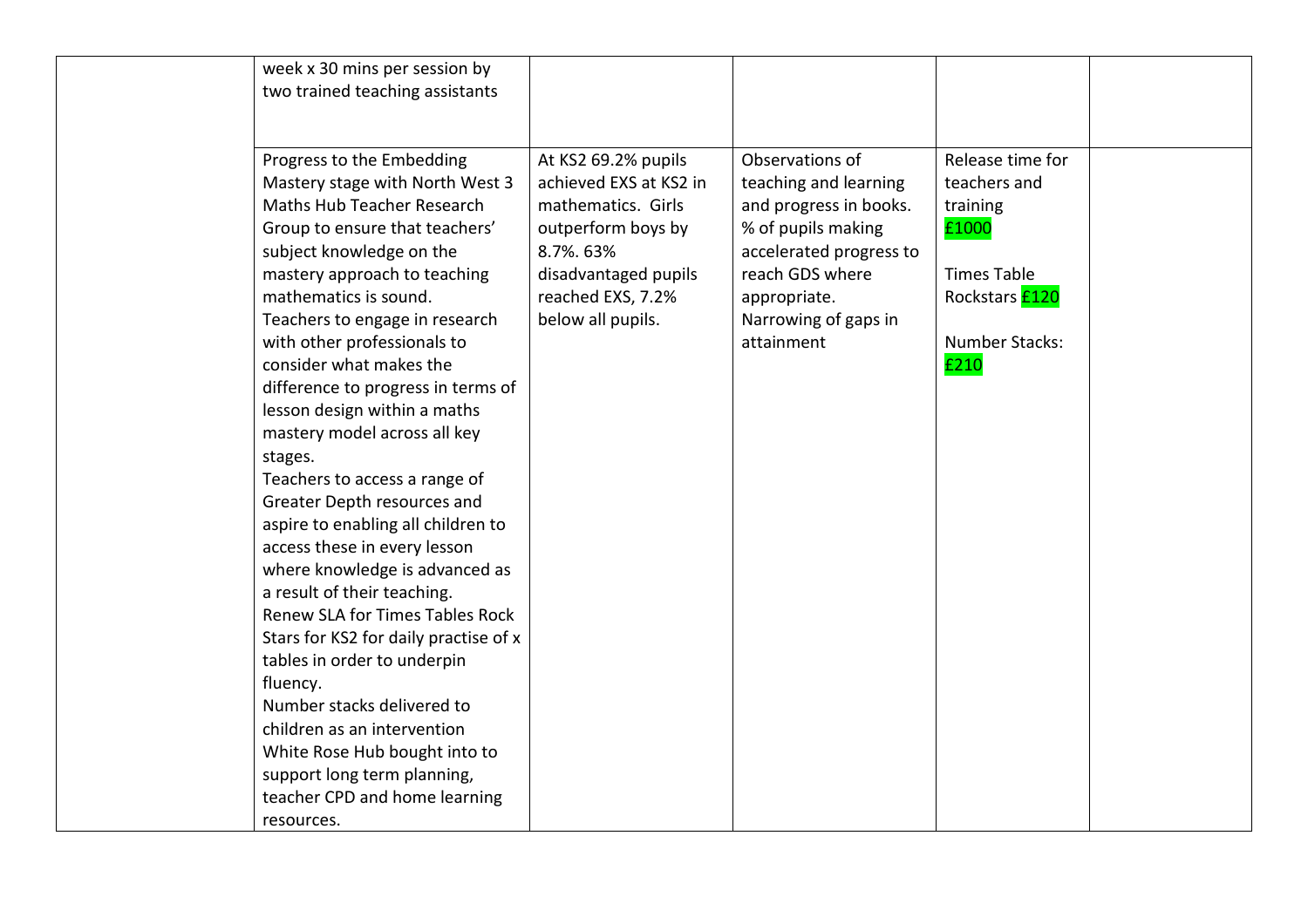| | | | | | |
|---|---|---|---|---|---|
| | week x 30 mins per session by two trained teaching assistants | | | | |
| | Progress to the Embedding Mastery stage with North West 3 Maths Hub Teacher Research Group to ensure that teachers' subject knowledge on the mastery approach to teaching mathematics is sound.<br>Teachers to engage in research with other professionals to consider what makes the difference to progress in terms of lesson design within a maths mastery model across all key stages.<br>Teachers to access a range of Greater Depth resources and aspire to enabling all children to access these in every lesson where knowledge is advanced as a result of their teaching.<br>Renew SLA for Times Tables Rock Stars for KS2 for daily practise of x tables in order to underpin fluency.<br>Number stacks delivered to children as an intervention<br>White Rose Hub bought into to support long term planning, teacher CPD and home learning resources. | At KS2 69.2% pupils achieved EXS at KS2 in mathematics. Girls outperform boys by 8.7%. 63% disadvantaged pupils reached EXS, 7.2% below all pupils. | Observations of teaching and learning and progress in books.<br>% of pupils making accelerated progress to reach GDS where appropriate.<br>Narrowing of gaps in attainment | Release time for teachers and training £1000<br><br>Times Table Rockstars £120<br><br>Number Stacks: £210 | |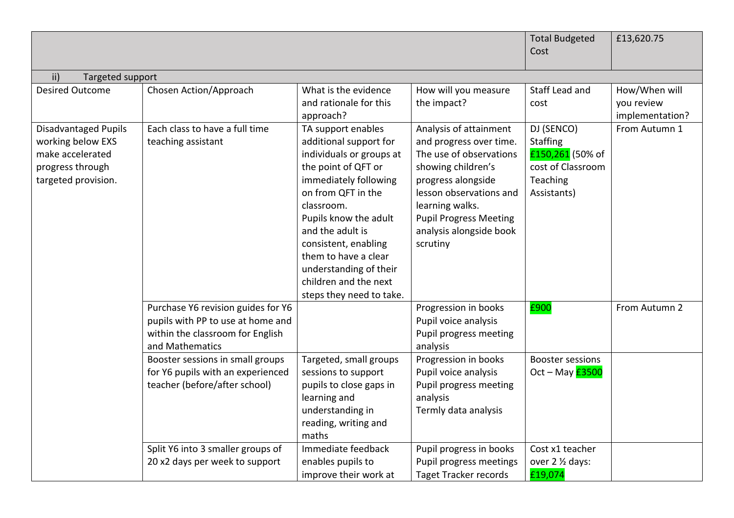| | | | | Total Budgeted Cost | £13,620.75 |
|---|---|---|---|---|---|
| ii) Targeted support | | | | | |
| Desired Outcome | Chosen Action/Approach | What is the evidence and rationale for this approach? | How will you measure the impact? | Staff Lead and cost | How/When will you review implementation? |
| Disadvantaged Pupils working below EXS make accelerated progress through targeted provision. | Each class to have a full time teaching assistant | TA support enables additional support for individuals or groups at the point of QFT or immediately following on from QFT in the classroom.<br>Pupils know the adult and the adult is consistent, enabling them to have a clear understanding of their children and the next steps they need to take. | Analysis of attainment and progress over time. The use of observations showing children's progress alongside lesson observations and learning walks.<br>Pupil Progress Meeting analysis alongside book scrutiny | DJ (SENCO)<br>Staffing<br>£150,261 (50% of cost of Classroom Teaching Assistants) | From Autumn 1 |
| | Purchase Y6 revision guides for Y6 pupils with PP to use at home and within the classroom for English and Mathematics | | Progression in books<br>Pupil voice analysis<br>Pupil progress meeting analysis | £900 | From Autumn 2 |
| | Booster sessions in small groups for Y6 pupils with an experienced teacher (before/after school) | Targeted, small groups sessions to support pupils to close gaps in learning and understanding in reading, writing and maths | Progression in books<br>Pupil voice analysis<br>Pupil progress meeting analysis<br>Termly data analysis | Booster sessions Oct – May £3500 | |
| | Split Y6 into 3 smaller groups of 20 x2 days per week to support | Immediate feedback enables pupils to improve their work at | Pupil progress in books<br>Pupil progress meetings<br>Taget Tracker records | Cost x1 teacher over 2 ½ days: £19,074 | |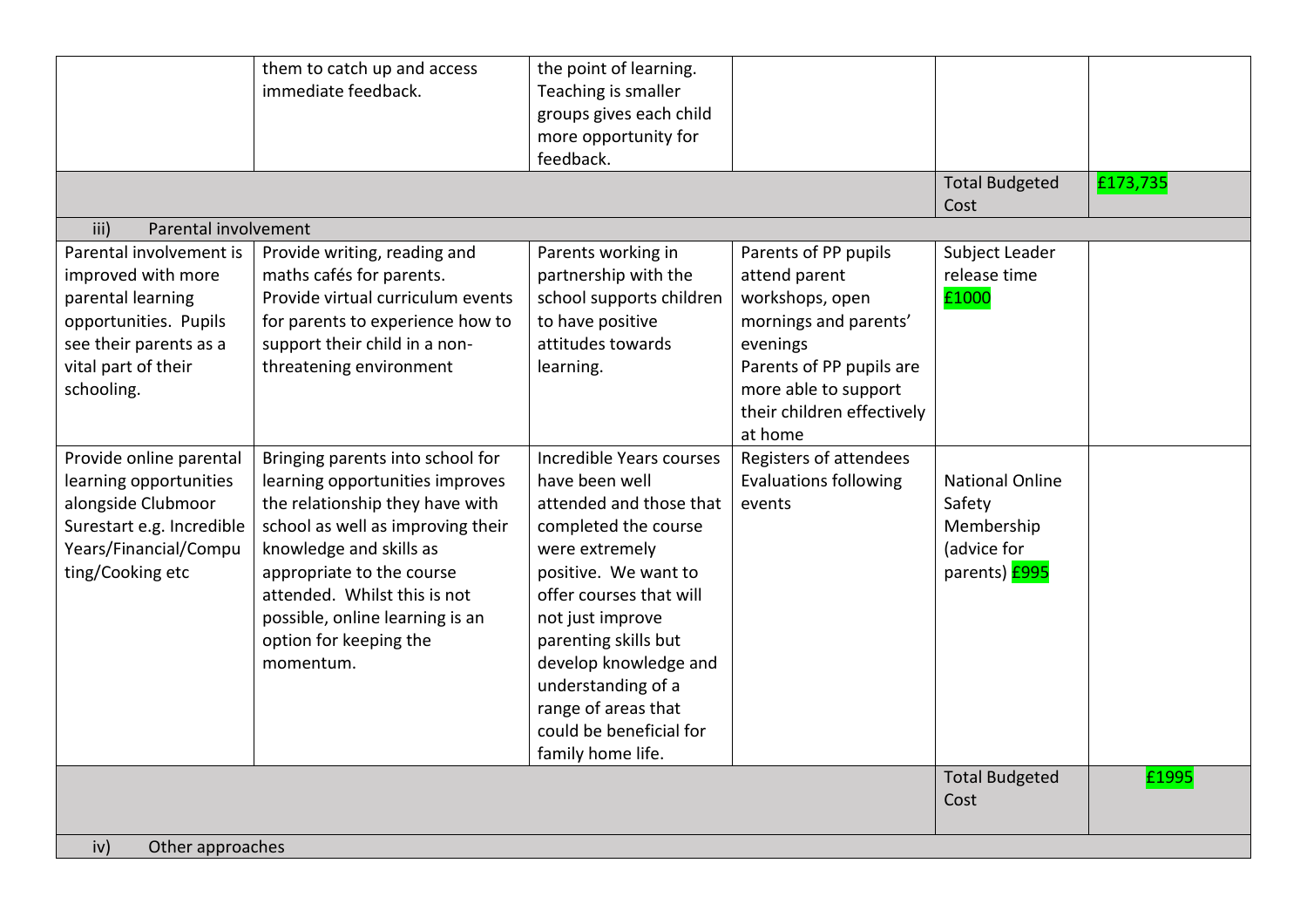| | | | | | |
|---|---|---|---|---|---|
| | them to catch up and access immediate feedback. | the point of learning. Teaching is smaller groups gives each child more opportunity for feedback. | | | |
| | | | | Total Budgeted Cost | £173,735 |
| iii) Parental involvement | | | | | |
| Parental involvement is improved with more parental learning opportunities. Pupils see their parents as a vital part of their schooling. | Provide writing, reading and maths cafés for parents. Provide virtual curriculum events for parents to experience how to support their child in a non-threatening environment | Parents working in partnership with the school supports children to have positive attitudes towards learning. | Parents of PP pupils attend parent workshops, open mornings and parents' evenings Parents of PP pupils are more able to support their children effectively at home | Subject Leader release time £1000 | |
| Provide online parental learning opportunities alongside Clubmoor Surestart e.g. Incredible Years/Financial/Computing/Cooking etc | Bringing parents into school for learning opportunities improves the relationship they have with school as well as improving their knowledge and skills as appropriate to the course attended. Whilst this is not possible, online learning is an option for keeping the momentum. | Incredible Years courses have been well attended and those that completed the course were extremely positive. We want to offer courses that will not just improve parenting skills but develop knowledge and understanding of a range of areas that could be beneficial for family home life. | Registers of attendees Evaluations following events | National Online Safety Membership (advice for parents) £995 | |
| | | | | Total Budgeted Cost | £1995 |
| iv) Other approaches | | | | | |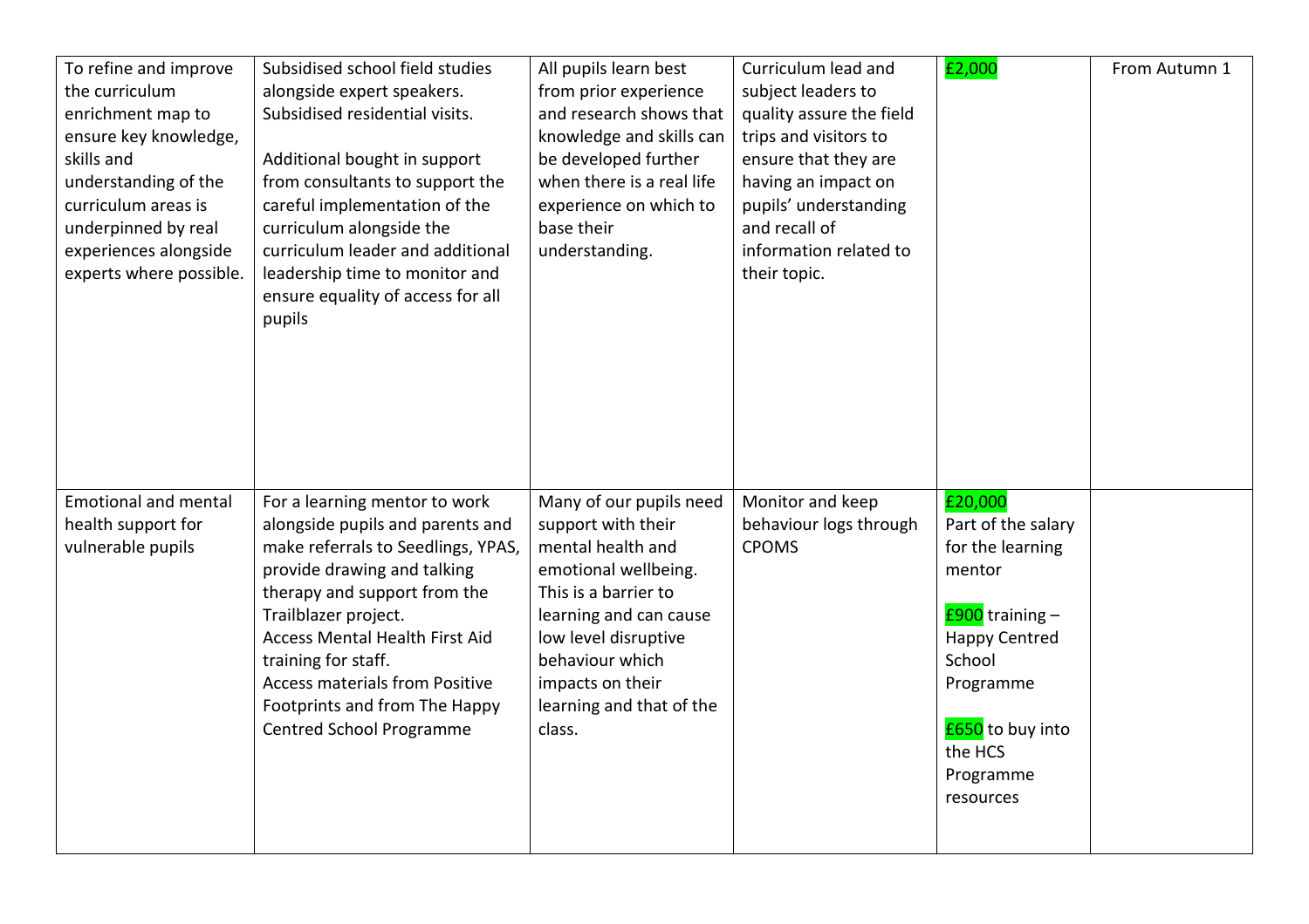| | | | | | |
|---|---|---|---|---|---|
| To refine and improve the curriculum enrichment map to ensure key knowledge, skills and understanding of the curriculum areas is underpinned by real experiences alongside experts where possible. | Subsidised school field studies alongside expert speakers.<br>Subsidised residential visits.<br><br>Additional bought in support from consultants to support the careful implementation of the curriculum alongside the curriculum leader and additional leadership time to monitor and ensure equality of access for all pupils | All pupils learn best from prior experience and research shows that knowledge and skills can be developed further when there is a real life experience on which to base their understanding. | Curriculum lead and subject leaders to quality assure the field trips and visitors to ensure that they are having an impact on pupils' understanding and recall of information related to their topic. | £2,000 | From Autumn 1 |
| Emotional and mental health support for vulnerable pupils | For a learning mentor to work alongside pupils and parents and make referrals to Seedlings, YPAS, provide drawing and talking therapy and support from the Trailblazer project.<br>Access Mental Health First Aid training for staff.<br>Access materials from Positive Footprints and from The Happy Centred School Programme | Many of our pupils need support with their mental health and emotional wellbeing. This is a barrier to learning and can cause low level disruptive behaviour which impacts on their learning and that of the class. | Monitor and keep behaviour logs through CPOMS | £20,000<br>Part of the salary for the learning mentor<br><br>£900 training – Happy Centred School Programme<br><br>£650 to buy into the HCS Programme resources | |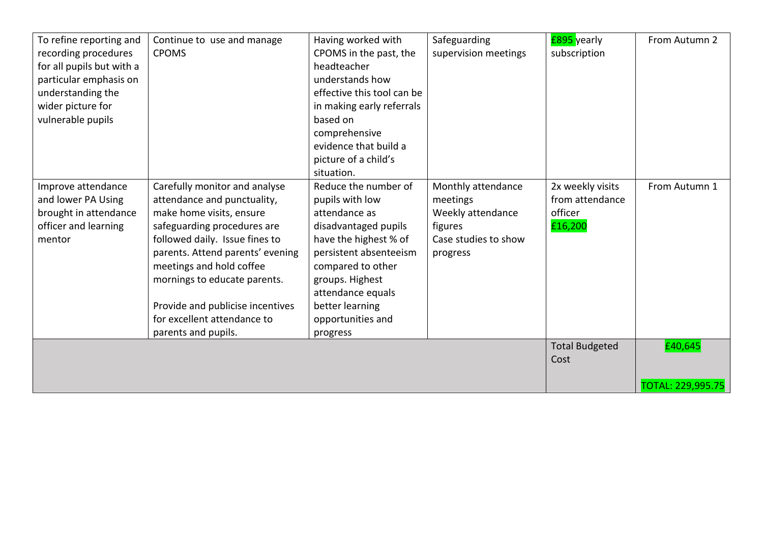| | | | | | |
|---|---|---|---|---|---|
| To refine reporting and recording procedures for all pupils but with a particular emphasis on understanding the wider picture for vulnerable pupils | Continue to use and manage CPOMS | Having worked with CPOMS in the past, the headteacher understands how effective this tool can be in making early referrals based on comprehensive evidence that build a picture of a child's situation. | Safeguarding supervision meetings | £895 yearly subscription | From Autumn 2 |
| Improve attendance and lower PA Using brought in attendance officer and learning mentor | Carefully monitor and analyse attendance and punctuality, make home visits, ensure safeguarding procedures are followed daily. Issue fines to parents. Attend parents' evening meetings and hold coffee mornings to educate parents.<br><br>Provide and publicise incentives for excellent attendance to parents and pupils. | Reduce the number of pupils with low attendance as disadvantaged pupils have the highest % of persistent absenteeism compared to other groups. Highest attendance equals better learning opportunities and progress | Monthly attendance meetings<br>Weekly attendance figures<br>Case studies to show progress | 2x weekly visits from attendance officer<br>£16,200 | From Autumn 1 |
| | | | | Total Budgeted Cost | £40,645<br><br>TOTAL: 229,995.75 |